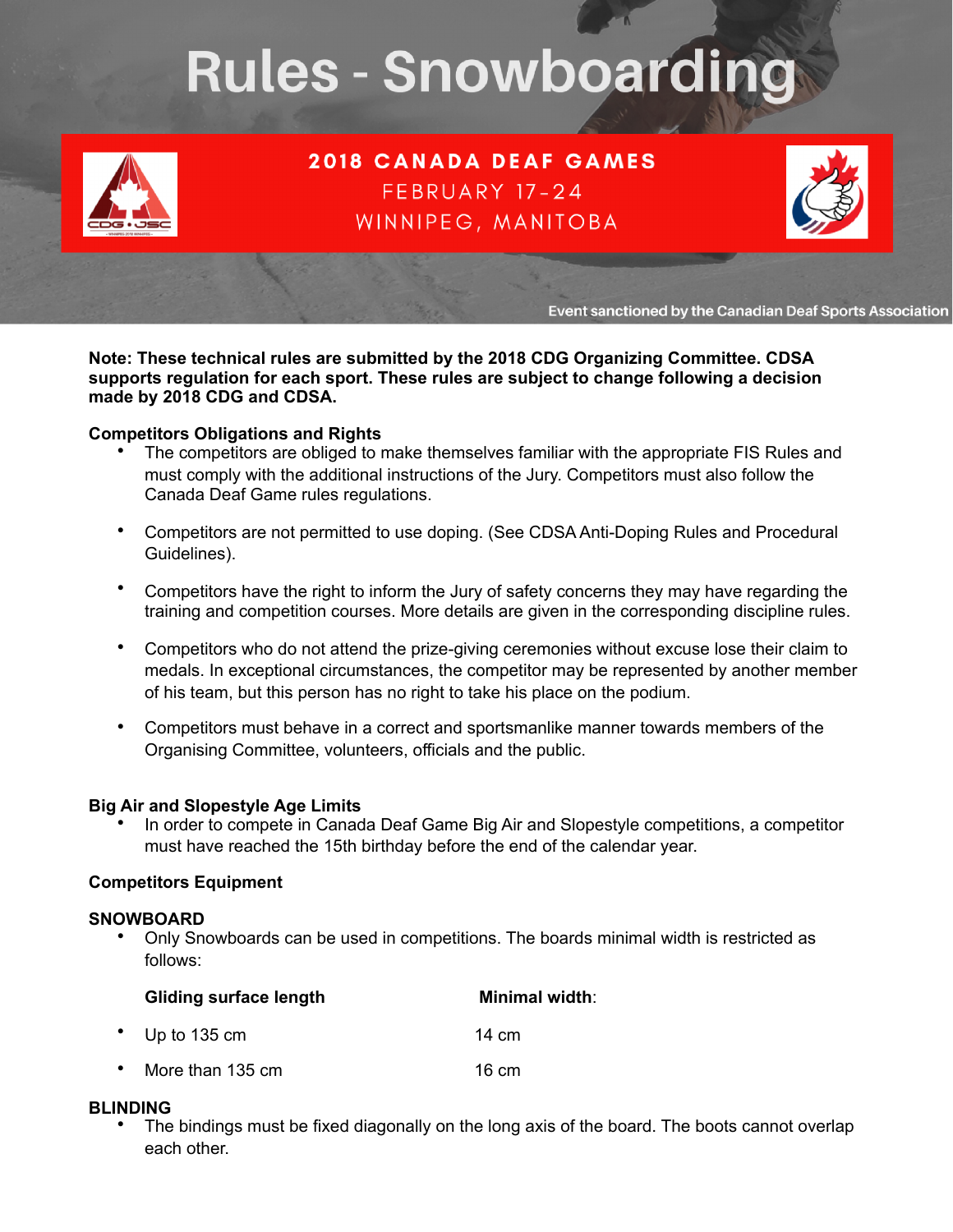# Rules - Snowboarding

**2018 CANADA DEAF GAMES**
FEBRUARY 17-24
WINNIPEG, MANITOBA

Event sanctioned by the Canadian Deaf Sports Association

**Note: These technical rules are submitted by the 2018 CDG Organizing Committee. CDSA supports regulation for each sport. These rules are subject to change following a decision made by 2018 CDG and CDSA.**

**Competitors Obligations and Rights**

- The competitors are obliged to make themselves familiar with the appropriate FIS Rules and must comply with the additional instructions of the Jury. Competitors must also follow the Canada Deaf Game rules regulations.
- Competitors are not permitted to use doping. (See CDSA Anti-Doping Rules and Procedural Guidelines).
- Competitors have the right to inform the Jury of safety concerns they may have regarding the training and competition courses. More details are given in the corresponding discipline rules.
- Competitors who do not attend the prize-giving ceremonies without excuse lose their claim to medals. In exceptional circumstances, the competitor may be represented by another member of his team, but this person has no right to take his place on the podium.
- Competitors must behave in a correct and sportsmanlike manner towards members of the Organising Committee, volunteers, officials and the public.

**Big Air and Slopestyle Age Limits**

- In order to compete in Canada Deaf Game Big Air and Slopestyle competitions, a competitor must have reached the 15th birthday before the end of the calendar year.

**Competitors Equipment**

**SNOWBOARD**

- Only Snowboards can be used in competitions. The boards minimal width is restricted as follows:

| Gliding surface length | Minimal width: |
| --- | --- |
| Up to 135 cm | 14 cm |
| More than 135 cm | 16 cm |

**BLINDING**

- The bindings must be fixed diagonally on the long axis of the board. The boots cannot overlap each other.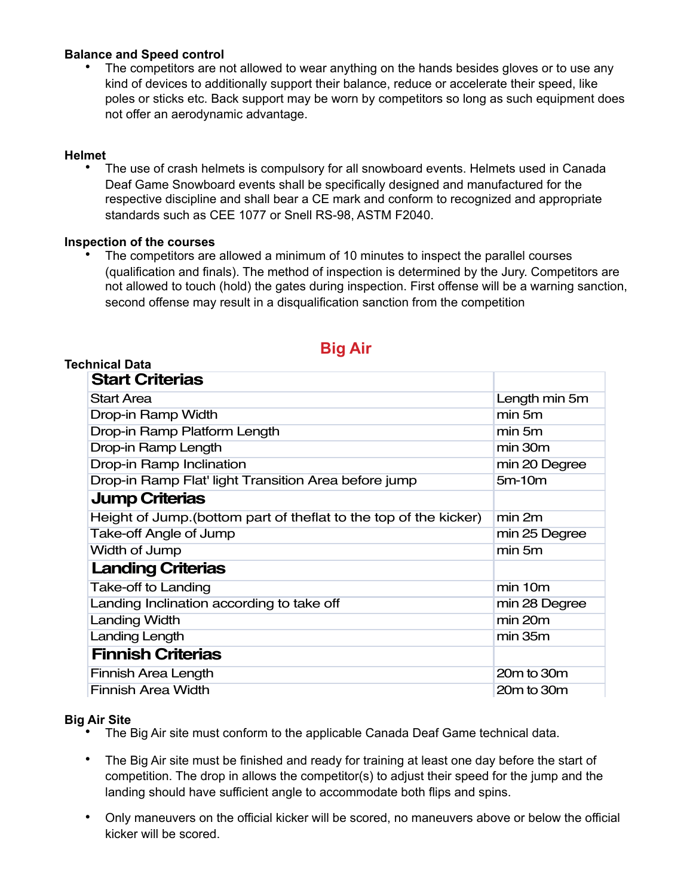**Balance and Speed control**

- The competitors are not allowed to wear anything on the hands besides gloves or to use any kind of devices to additionally support their balance, reduce or accelerate their speed, like poles or sticks etc. Back support may be worn by competitors so long as such equipment does not offer an aerodynamic advantage.

**Helmet**

- The use of crash helmets is compulsory for all snowboard events. Helmets used in Canada Deaf Game Snowboard events shall be specifically designed and manufactured for the respective discipline and shall bear a CE mark and conform to recognized and appropriate standards such as CEE 1077 or Snell RS-98, ASTM F2040.

**Inspection of the courses**

- The competitors are allowed a minimum of 10 minutes to inspect the parallel courses (qualification and finals). The method of inspection is determined by the Jury. Competitors are not allowed to touch (hold) the gates during inspection. First offense will be a warning sanction, second offense may result in a disqualification sanction from the competition

## Big Air

**Technical Data**

| **Start Criterias** | |
|---|---|
| Start Area | Length min 5m |
| Drop-in Ramp Width | min 5m |
| Drop-in Ramp Platform Length | min 5m |
| Drop-in Ramp Length | min 30m |
| Drop-in Ramp Inclination | min 20 Degree |
| Drop-in Ramp Flat' light Transition Area before jump | 5m-10m |
| **Jump Criterias** | |
| Height of Jump.(bottom part of theflat to the top of the kicker) | min 2m |
| Take-off Angle of Jump | min 25 Degree |
| Width of Jump | min 5m |
| **Landing Criterias** | |
| Take-off to Landing | min 10m |
| Landing Inclination according to take off | min 28 Degree |
| Landing Width | min 20m |
| Landing Length | min 35m |
| **Finnish Criterias** | |
| Finnish Area Length | 20m to 30m |
| Finnish Area Width | 20m to 30m |

**Big Air Site**

- The Big Air site must conform to the applicable Canada Deaf Game technical data.
- The Big Air site must be finished and ready for training at least one day before the start of competition. The drop in allows the competitor(s) to adjust their speed for the jump and the landing should have sufficient angle to accommodate both flips and spins.
- Only maneuvers on the official kicker will be scored, no maneuvers above or below the official kicker will be scored.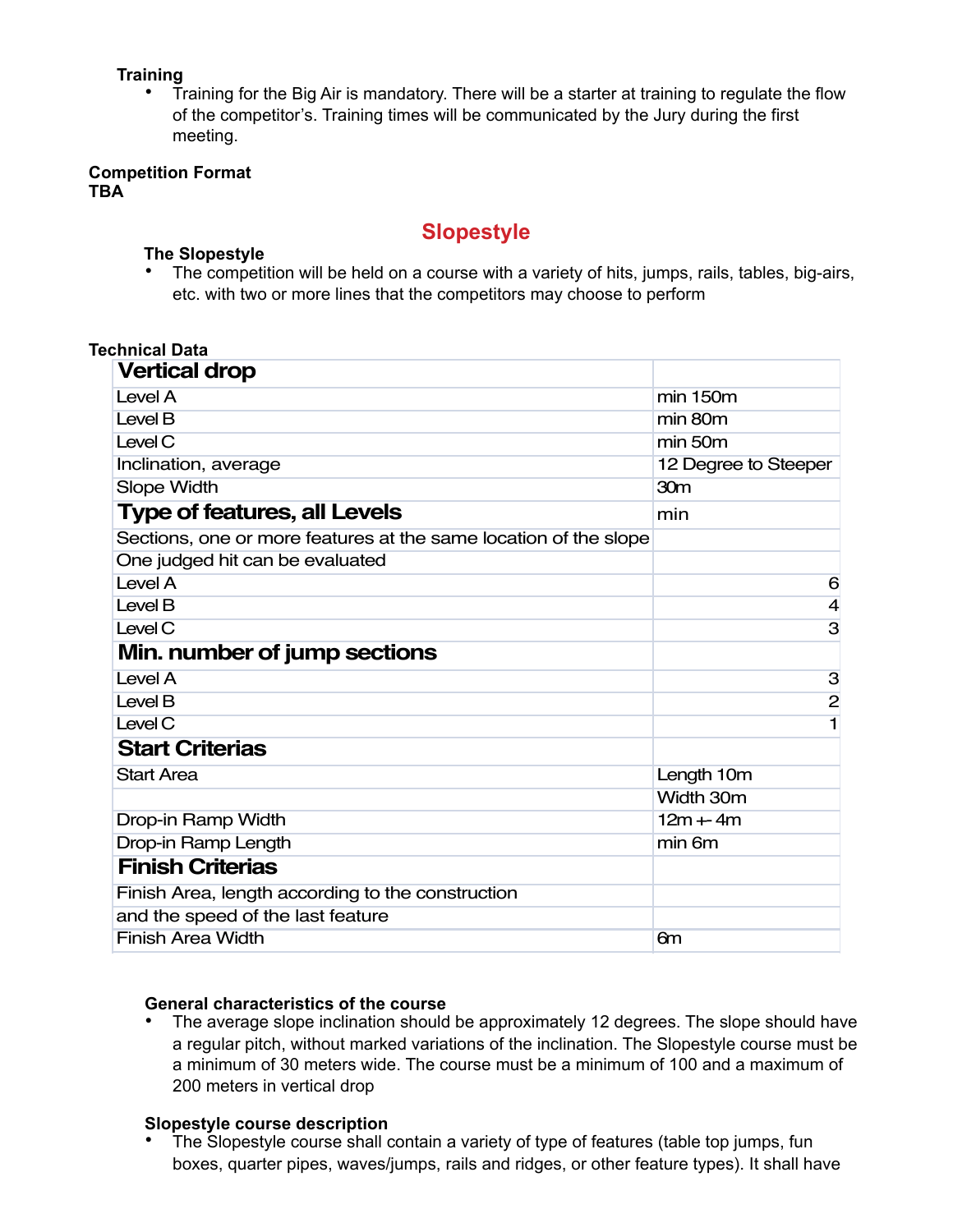**Training**

- Training for the Big Air is mandatory. There will be a starter at training to regulate the flow of the competitor's. Training times will be communicated by the Jury during the first meeting.

**Competition Format**
**TBA**

## Slopestyle

**The Slopestyle**

- The competition will be held on a course with a variety of hits, jumps, rails, tables, big-airs, etc. with two or more lines that the competitors may choose to perform

**Technical Data**

| **Vertical drop** | |
|---|---|
| Level A | min 150m |
| Level B | min 80m |
| Level C | min 50m |
| Inclination, average | 12 Degree to Steeper |
| Slope Width | 30m |
| **Type of features, all Levels** | min |
| Sections, one or more features at the same location of the slope | |
| One judged hit can be evaluated | |
| Level A | 6 |
| Level B | 4 |
| Level C | 3 |
| **Min. number of jump sections** | |
| Level A | 3 |
| Level B | 2 |
| Level C | 1 |
| **Start Criterias** | |
| Start Area | Length 10m |
| | Width 30m |
| Drop-in Ramp Width | 12m +- 4m |
| Drop-in Ramp Length | min 6m |
| **Finish Criterias** | |
| Finish Area, length according to the construction | |
| and the speed of the last feature | |
| Finish Area Width | 6m |

**General characteristics of the course**

- The average slope inclination should be approximately 12 degrees. The slope should have a regular pitch, without marked variations of the inclination. The Slopestyle course must be a minimum of 30 meters wide. The course must be a minimum of 100 and a maximum of 200 meters in vertical drop

**Slopestyle course description**

- The Slopestyle course shall contain a variety of type of features (table top jumps, fun boxes, quarter pipes, waves/jumps, rails and ridges, or other feature types). It shall have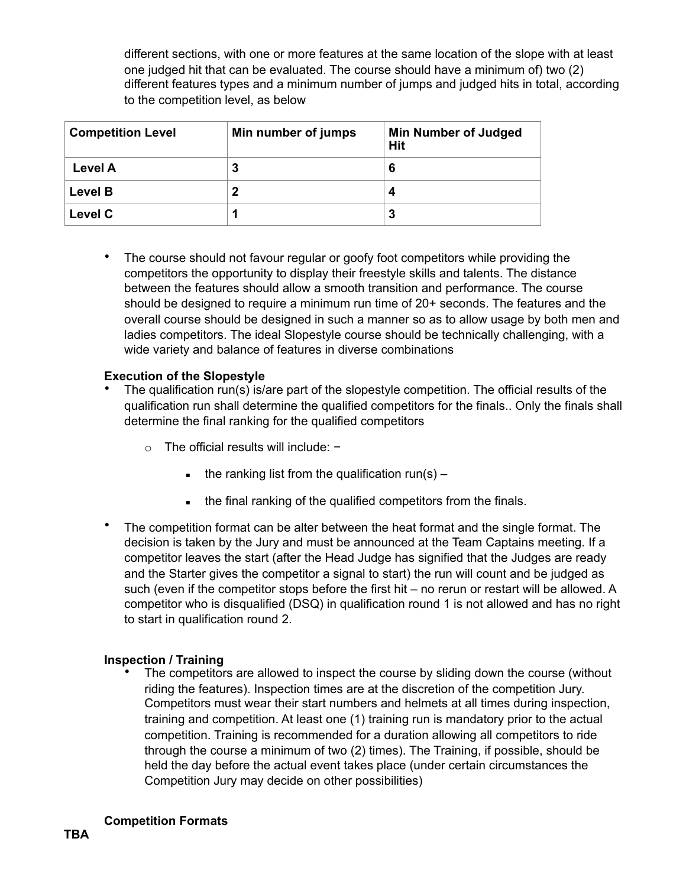different sections, with one or more features at the same location of the slope with at least one judged hit that can be evaluated. The course should have a minimum of) two (2) different features types and a minimum number of jumps and judged hits in total, according to the competition level, as below

| Competition Level | Min number of jumps | Min Number of Judged Hit |
|---|---|---|
| Level A | 3 | 6 |
| Level B | 2 | 4 |
| Level C | 1 | 3 |

- The course should not favour regular or goofy foot competitors while providing the competitors the opportunity to display their freestyle skills and talents. The distance between the features should allow a smooth transition and performance. The course should be designed to require a minimum run time of 20+ seconds. The features and the overall course should be designed in such a manner so as to allow usage by both men and ladies competitors. The ideal Slopestyle course should be technically challenging, with a wide variety and balance of features in diverse combinations

**Execution of the Slopestyle**

- The qualification run(s) is/are part of the slopestyle competition. The official results of the qualification run shall determine the qualified competitors for the finals.. Only the finals shall determine the final ranking for the qualified competitors
  - The official results will include: −
    - the ranking list from the qualification run(s) –
    - the final ranking of the qualified competitors from the finals.
- The competition format can be alter between the heat format and the single format. The decision is taken by the Jury and must be announced at the Team Captains meeting. If a competitor leaves the start (after the Head Judge has signified that the Judges are ready and the Starter gives the competitor a signal to start) the run will count and be judged as such (even if the competitor stops before the first hit – no rerun or restart will be allowed. A competitor who is disqualified (DSQ) in qualification round 1 is not allowed and has no right to start in qualification round 2.

**Inspection / Training**

- The competitors are allowed to inspect the course by sliding down the course (without riding the features). Inspection times are at the discretion of the competition Jury. Competitors must wear their start numbers and helmets at all times during inspection, training and competition. At least one (1) training run is mandatory prior to the actual competition. Training is recommended for a duration allowing all competitors to ride through the course a minimum of two (2) times). The Training, if possible, should be held the day before the actual event takes place (under certain circumstances the Competition Jury may decide on other possibilities)

**Competition Formats**

**TBA**